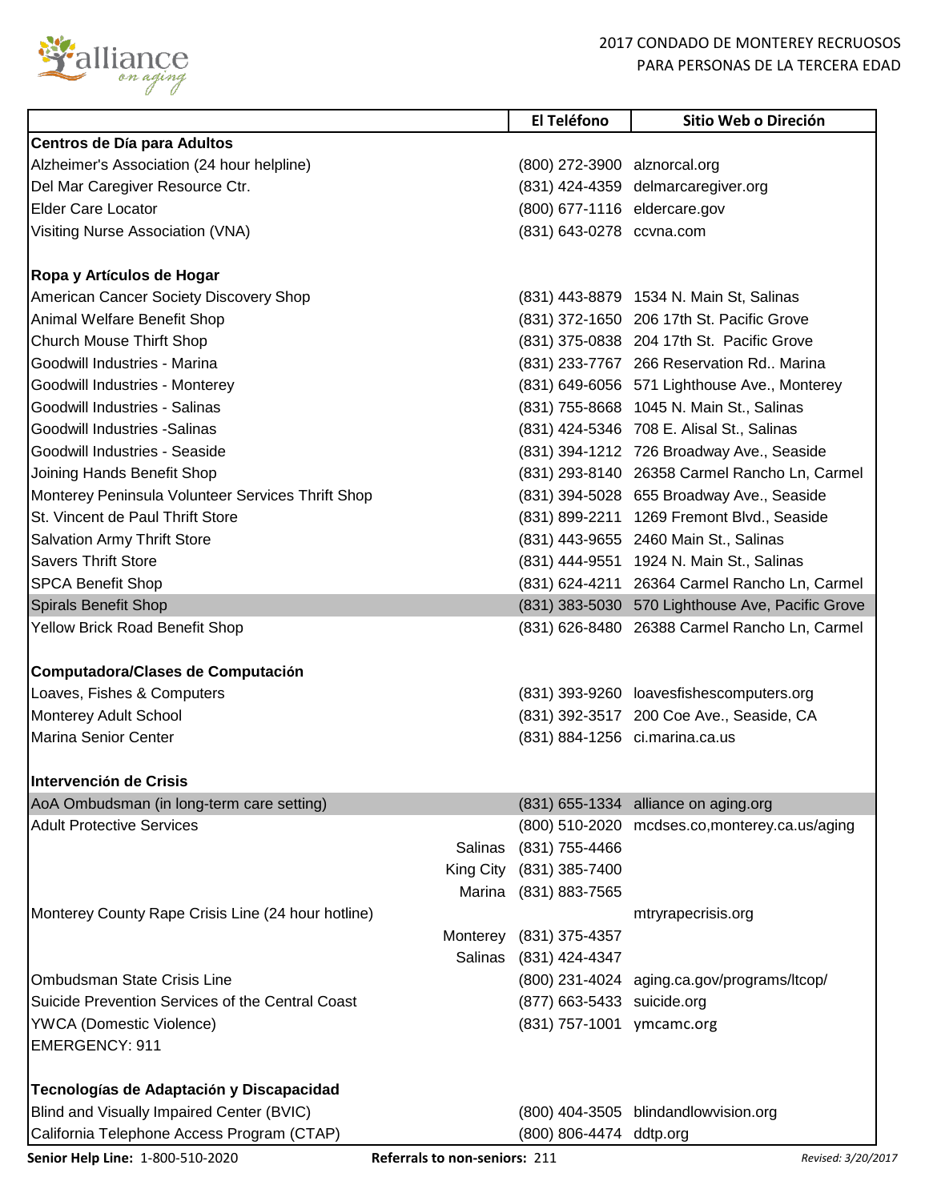# 2017 CONDADO DE MONTEREY RECRUOSOS PARA PERSONAS DE LA TERCERA EDAD

| | | El Teléfono | Sitio Web o Direción |
|---|---|---|---|
| **Centros de Día para Adultos** | | | |
| Alzheimer's Association (24 hour helpline) | | (800) 272-3900 | alznorcal.org |
| Del Mar Caregiver Resource Ctr. | | (831) 424-4359 | delmarcaregiver.org |
| Elder Care Locator | | (800) 677-1116 | eldercare.gov |
| Visiting Nurse Association (VNA) | | (831) 643-0278 | ccvna.com |
| **Ropa y Artículos de Hogar** | | | |
| American Cancer Society Discovery Shop | | (831) 443-8879 | 1534 N. Main St, Salinas |
| Animal Welfare Benefit Shop | | (831) 372-1650 | 206 17th St. Pacific Grove |
| Church Mouse Thirft Shop | | (831) 375-0838 | 204 17th St. Pacific Grove |
| Goodwill Industries - Marina | | (831) 233-7767 | 266 Reservation Rd.. Marina |
| Goodwill Industries - Monterey | | (831) 649-6056 | 571 Lighthouse Ave., Monterey |
| Goodwill Industries - Salinas | | (831) 755-8668 | 1045 N. Main St., Salinas |
| Goodwill Industries -Salinas | | (831) 424-5346 | 708 E. Alisal St., Salinas |
| Goodwill Industries - Seaside | | (831) 394-1212 | 726 Broadway Ave., Seaside |
| Joining Hands Benefit Shop | | (831) 293-8140 | 26358 Carmel Rancho Ln, Carmel |
| Monterey Peninsula Volunteer Services Thrift Shop | | (831) 394-5028 | 655 Broadway Ave., Seaside |
| St. Vincent de Paul Thrift Store | | (831) 899-2211 | 1269 Fremont Blvd., Seaside |
| Salvation Army Thrift Store | | (831) 443-9655 | 2460 Main St., Salinas |
| Savers Thrift Store | | (831) 444-9551 | 1924 N. Main St., Salinas |
| SPCA Benefit Shop | | (831) 624-4211 | 26364 Carmel Rancho Ln, Carmel |
| Spirals Benefit Shop | | (831) 383-5030 | 570 Lighthouse Ave, Pacific Grove |
| Yellow Brick Road Benefit Shop | | (831) 626-8480 | 26388 Carmel Rancho Ln, Carmel |
| **Computadora/Clases de Computación** | | | |
| Loaves, Fishes & Computers | | (831) 393-9260 | loavesfishescomputers.org |
| Monterey Adult School | | (831) 392-3517 | 200 Coe Ave., Seaside, CA |
| Marina Senior Center | | (831) 884-1256 | ci.marina.ca.us |
| **Intervención de Crisis** | | | |
| AoA Ombudsman (in long-term care setting) | | (831) 655-1334 | alliance on aging.org |
| Adult Protective Services | | (800) 510-2020 | mcdses.co,monterey.ca.us/aging |
| | Salinas | (831) 755-4466 | |
| | King City | (831) 385-7400 | |
| | Marina | (831) 883-7565 | |
| Monterey County Rape Crisis Line (24 hour hotline) | | | mtryrapecrisis.org |
| | Monterey | (831) 375-4357 | |
| | Salinas | (831) 424-4347 | |
| Ombudsman State Crisis Line | | (800) 231-4024 | aging.ca.gov/programs/ltcop/ |
| Suicide Prevention Services of the Central Coast | | (877) 663-5433 | suicide.org |
| YWCA (Domestic Violence) | | (831) 757-1001 | ymcamc.org |
| EMERGENCY: 911 | | | |
| **Tecnologías de Adaptación y Discapacidad** | | | |
| Blind and Visually Impaired Center (BVIC) | | (800) 404-3505 | blindandlowvision.org |
| California Telephone Access Program (CTAP) | | (800) 806-4474 | ddtp.org |

**Senior Help Line:** 1-800-510-2020 **Referrals to non-seniors:** 211 *Revised: 3/20/2017*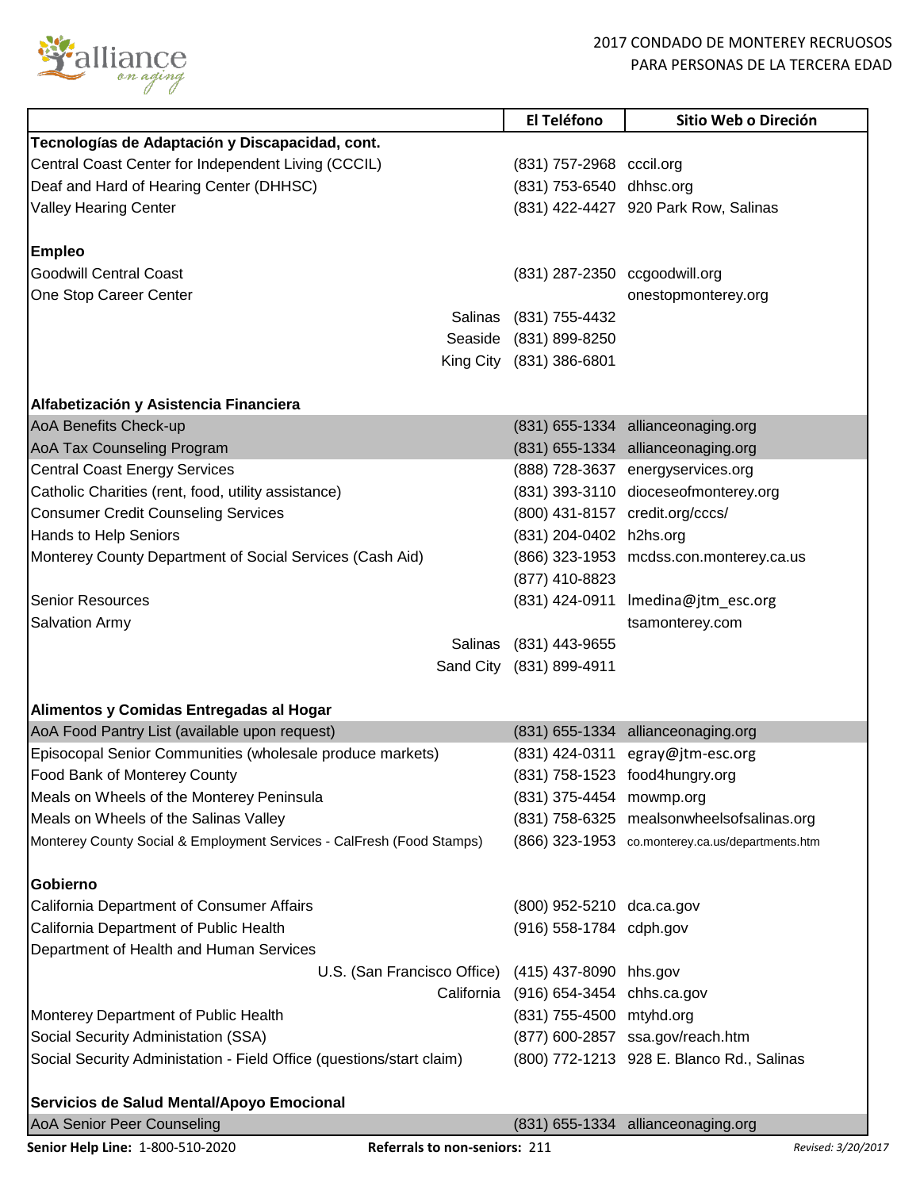2017 CONDADO DE MONTEREY RECRUOSOS PARA PERSONAS DE LA TERCERA EDAD

| | El Teléfono | Sitio Web o Direción |
|---|---|---|
| **Tecnologías de Adaptación y Discapacidad, cont.** | | |
| Central Coast Center for Independent Living (CCCIL) | (831) 757-2968 | cccil.org |
| Deaf and Hard of Hearing Center (DHHSC) | (831) 753-6540 | dhhsc.org |
| Valley Hearing Center | (831) 422-4427 | 920 Park Row, Salinas |
| **Empleo** | | |
| Goodwill Central Coast | (831) 287-2350 | ccgoodwill.org |
| One Stop Career Center | | onestopmonterey.org |
| Salinas | (831) 755-4432 | |
| Seaside | (831) 899-8250 | |
| King City | (831) 386-6801 | |
| **Alfabetización y Asistencia Financiera** | | |
| AoA Benefits Check-up | (831) 655-1334 | allianceonaging.org |
| AoA Tax Counseling Program | (831) 655-1334 | allianceonaging.org |
| Central Coast Energy Services | (888) 728-3637 | energyservices.org |
| Catholic Charities (rent, food, utility assistance) | (831) 393-3110 | dioceseofmonterey.org |
| Consumer Credit Counseling Services | (800) 431-8157 | credit.org/cccs/ |
| Hands to Help Seniors | (831) 204-0402 | h2hs.org |
| Monterey County Department of Social Services (Cash Aid) | (866) 323-1953 | mcdss.con.monterey.ca.us |
| | (877) 410-8823 | |
| Senior Resources | (831) 424-0911 | lmedina@jtm_esc.org |
| Salvation Army | | tsamonterey.com |
| Salinas | (831) 443-9655 | |
| Sand City | (831) 899-4911 | |
| **Alimentos y Comidas Entregadas al Hogar** | | |
| AoA Food Pantry List (available upon request) | (831) 655-1334 | allianceonaging.org |
| Episocopal Senior Communities (wholesale produce markets) | (831) 424-0311 | egray@jtm-esc.org |
| Food Bank of Monterey County | (831) 758-1523 | food4hungry.org |
| Meals on Wheels of the Monterey Peninsula | (831) 375-4454 | mowmp.org |
| Meals on Wheels of the Salinas Valley | (831) 758-6325 | mealsonwheelsofsalinas.org |
| Monterey County Social & Employment Services - CalFresh (Food Stamps) | (866) 323-1953 | co.monterey.ca.us/departments.htm |
| **Gobierno** | | |
| California Department of Consumer Affairs | (800) 952-5210 | dca.ca.gov |
| California Department of Public Health | (916) 558-1784 | cdph.gov |
| Department of Health and Human Services | | |
| U.S. (San Francisco Office) | (415) 437-8090 | hhs.gov |
| California | (916) 654-3454 | chhs.ca.gov |
| Monterey Department of Public Health | (831) 755-4500 | mtyhd.org |
| Social Security Administation (SSA) | (877) 600-2857 | ssa.gov/reach.htm |
| Social Security Administation - Field Office (questions/start claim) | (800) 772-1213 | 928 E. Blanco Rd., Salinas |
| **Servicios de Salud Mental/Apoyo Emocional** | | |
| AoA Senior Peer Counseling | (831) 655-1334 | allianceonaging.org |

**Senior Help Line:** 1-800-510-2020 **Referrals to non-seniors:** 211 *Revised: 3/20/2017*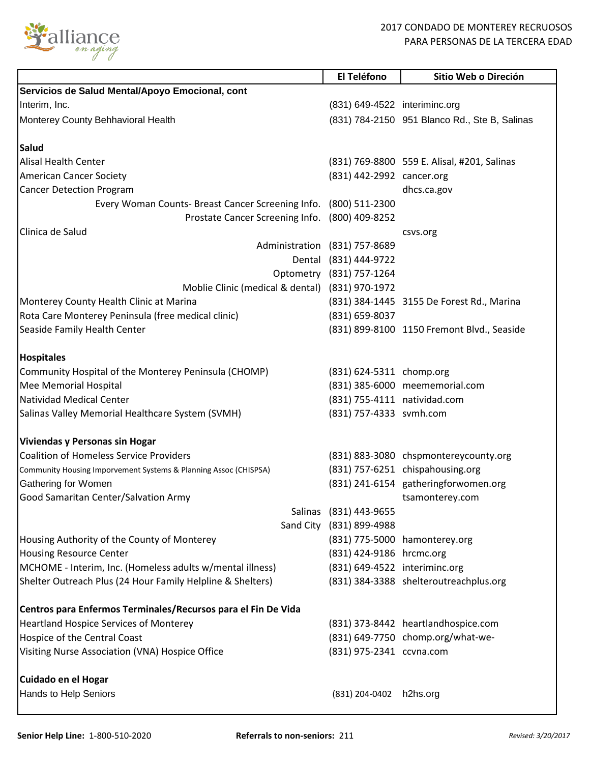2017 CONDADO DE MONTEREY RECRUOSOS PARA PERSONAS DE LA TERCERA EDAD

| | El Teléfono | Sitio Web o Direción |
|---|---|---|
| **Servicios de Salud Mental/Apoyo Emocional, cont** | | |
| Interim, Inc. | (831) 649-4522 | interiminc.org |
| Monterey County Behhavioral Health | (831) 784-2150 | 951 Blanco Rd., Ste B, Salinas |
| | | |
| **Salud** | | |
| Alisal Health Center | (831) 769-8800 | 559 E. Alisal, #201, Salinas |
| American Cancer Society | (831) 442-2992 | cancer.org |
| Cancer Detection Program | | dhcs.ca.gov |
| Every Woman Counts- Breast Cancer Screening Info. | (800) 511-2300 | |
| Prostate Cancer Screening Info. | (800) 409-8252 | |
| Clinica de Salud | | csvs.org |
| Administration | (831) 757-8689 | |
| Dental | (831) 444-9722 | |
| Optometry | (831) 757-1264 | |
| Moblie Clinic (medical & dental) | (831) 970-1972 | |
| Monterey County Health Clinic at Marina | (831) 384-1445 | 3155 De Forest Rd., Marina |
| Rota Care Monterey Peninsula (free medical clinic) | (831) 659-8037 | |
| Seaside Family Health Center | (831) 899-8100 | 1150 Fremont Blvd., Seaside |
| | | |
| **Hospitales** | | |
| Community Hospital of the Monterey Peninsula (CHOMP) | (831) 624-5311 | chomp.org |
| Mee Memorial Hospital | (831) 385-6000 | meememorial.com |
| Natividad Medical Center | (831) 755-4111 | natividad.com |
| Salinas Valley Memorial Healthcare System (SVMH) | (831) 757-4333 | svmh.com |
| | | |
| **Viviendas y Personas sin Hogar** | | |
| Coalition of Homeless Service Providers | (831) 883-3080 | chspmontereycounty.org |
| Community Housing Imporvement Systems & Planning Assoc (CHISPSA) | (831) 757-6251 | chispahousing.org |
| Gathering for Women | (831) 241-6154 | gatheringforwomen.org |
| Good Samaritan Center/Salvation Army | | tsamonterey.com |
| Salinas | (831) 443-9655 | |
| Sand City | (831) 899-4988 | |
| Housing Authority of the County of Monterey | (831) 775-5000 | hamonterey.org |
| Housing Resource Center | (831) 424-9186 | hrcmc.org |
| MCHOME - Interim, Inc. (Homeless adults w/mental illness) | (831) 649-4522 | interiminc.org |
| Shelter Outreach Plus (24 Hour Family Helpline & Shelters) | (831) 384-3388 | shelteroutreachplus.org |
| | | |
| **Centros para Enfermos Terminales/Recursos para el Fin De Vida** | | |
| Heartland Hospice Services of Monterey | (831) 373-8442 | heartlandhospice.com |
| Hospice of the Central Coast | (831) 649-7750 | chomp.org/what-we- |
| Visiting Nurse Association (VNA) Hospice Office | (831) 975-2341 | ccvna.com |
| | | |
| **Cuidado en el Hogar** | | |
| Hands to Help Seniors | (831) 204-0402 | h2hs.org |

**Senior Help Line:** 1-800-510-2020 **Referrals to non-seniors:** 211 *Revised: 3/20/2017*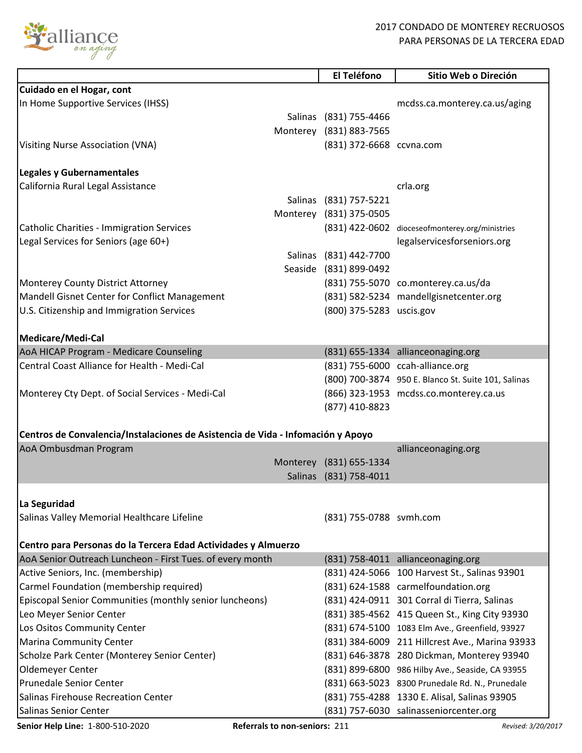2017 CONDADO DE MONTEREY RECRUOSOS PARA PERSONAS DE LA TERCERA EDAD

| | | El Teléfono | Sitio Web o Direción |
|---|---|---|---|
| **Cuidado en el Hogar, cont** | | | |
| In Home Supportive Services (IHSS) | | | mcdss.ca.monterey.ca.us/aging |
| | Salinas | (831) 755-4466 | |
| | Monterey | (831) 883-7565 | |
| Visiting Nurse Association (VNA) | | (831) 372-6668 | ccvna.com |
| | | | |
| **Legales y Gubernamentales** | | | |
| California Rural Legal Assistance | | | crla.org |
| | Salinas | (831) 757-5221 | |
| | Monterey | (831) 375-0505 | |
| Catholic Charities - Immigration Services | | (831) 422-0602 | dioceseofmonterey.org/ministries |
| Legal Services for Seniors (age 60+) | | | legalservicesforseniors.org |
| | Salinas | (831) 442-7700 | |
| | Seaside | (831) 899-0492 | |
| Monterey County District Attorney | | (831) 755-5070 | co.monterey.ca.us/da |
| Mandell Gisnet Center for Conflict Management | | (831) 582-5234 | mandellgisnetcenter.org |
| U.S. Citizenship and Immigration Services | | (800) 375-5283 | uscis.gov |
| | | | |
| **Medicare/Medi-Cal** | | | |
| AoA HICAP Program - Medicare Counseling | | (831) 655-1334 | allianceonaging.org |
| Central Coast Alliance for Health - Medi-Cal | | (831) 755-6000 | ccah-alliance.org |
| | | (800) 700-3874 | 950 E. Blanco St. Suite 101, Salinas |
| Monterey Cty Dept. of Social Services - Medi-Cal | | (866) 323-1953 | mcdss.co.monterey.ca.us |
| | | (877) 410-8823 | |
| | | | |
| **Centros de Convalencia/Instalaciones de Asistencia de Vida - Infomación y Apoyo** | | | |
| AoA Ombusdman Program | | | allianceonaging.org |
| | Monterey | (831) 655-1334 | |
| | Salinas | (831) 758-4011 | |
| | | | |
| **La Seguridad** | | | |
| Salinas Valley Memorial Healthcare Lifeline | | (831) 755-0788 | svmh.com |
| | | | |
| **Centro para Personas do la Tercera Edad Actividades y Almuerzo** | | | |
| AoA Senior Outreach Luncheon - First Tues. of every month | | (831) 758-4011 | allianceonaging.org |
| Active Seniors, Inc. (membership) | | (831) 424-5066 | 100 Harvest St., Salinas 93901 |
| Carmel Foundation (membership required) | | (831) 624-1588 | carmelfoundation.org |
| Episcopal Senior Communities (monthly senior luncheons) | | (831) 424-0911 | 301 Corral di Tierra, Salinas |
| Leo Meyer Senior Center | | (831) 385-4562 | 415 Queen St., King City 93930 |
| Los Ositos Community Center | | (831) 674-5100 | 1083 Elm Ave., Greenfield, 93927 |
| Marina Community Center | | (831) 384-6009 | 211 Hillcrest Ave., Marina 93933 |
| Scholze Park Center (Monterey Senior Center) | | (831) 646-3878 | 280 Dickman, Monterey 93940 |
| Oldemeyer Center | | (831) 899-6800 | 986 Hilby Ave., Seaside, CA 93955 |
| Prunedale Senior Center | | (831) 663-5023 | 8300 Prunedale Rd. N., Prunedale |
| Salinas Firehouse Recreation Center | | (831) 755-4288 | 1330 E. Alisal, Salinas 93905 |
| Salinas Senior Center | | (831) 757-6030 | salinasseniorcenter.org |

**Senior Help Line:** 1-800-510-2020 **Referrals to non-seniors:** 211 *Revised: 3/20/2017*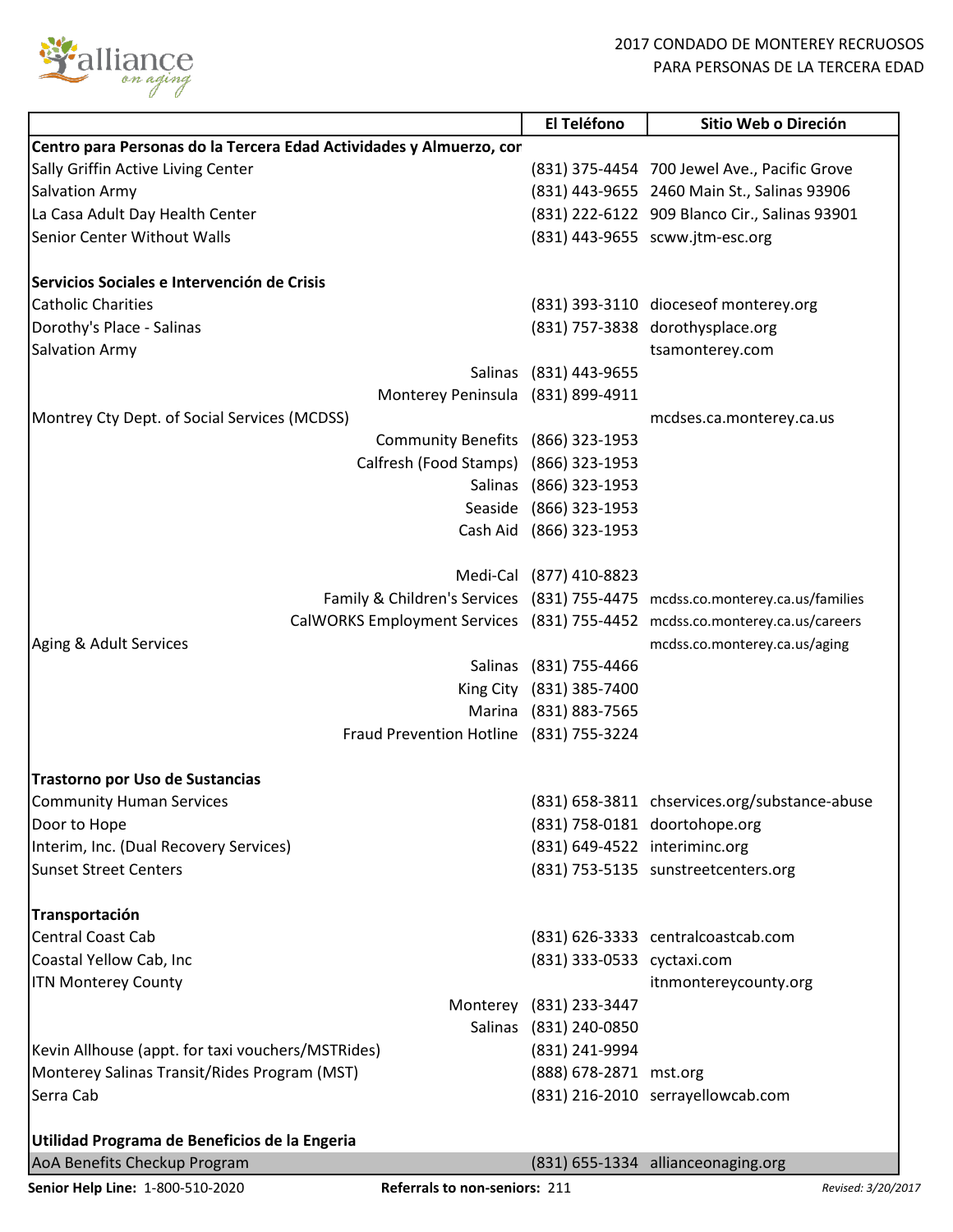2017 CONDADO DE MONTEREY RECRUOSOS PARA PERSONAS DE LA TERCERA EDAD

| | El Teléfono | Sitio Web o Direción |
|---|---|---|
| **Centro para Personas do la Tercera Edad Actividades y Almuerzo, cor** | | |
| Sally Griffin Active Living Center | (831) 375-4454 | 700 Jewel Ave., Pacific Grove |
| Salvation Army | (831) 443-9655 | 2460 Main St., Salinas 93906 |
| La Casa Adult Day Health Center | (831) 222-6122 | 909 Blanco Cir., Salinas 93901 |
| Senior Center Without Walls | (831) 443-9655 | scww.jtm-esc.org |
| | | |
| **Servicios Sociales e Intervención de Crisis** | | |
| Catholic Charities | (831) 393-3110 | dioceseof monterey.org |
| Dorothy's Place - Salinas | (831) 757-3838 | dorothysplace.org |
| Salvation Army | | tsamonterey.com |
| Salinas | (831) 443-9655 | |
| Monterey Peninsula | (831) 899-4911 | |
| Montrey Cty Dept. of Social Services (MCDSS) | | mcdses.ca.monterey.ca.us |
| Community Benefits | (866) 323-1953 | |
| Calfresh (Food Stamps) | (866) 323-1953 | |
| Salinas | (866) 323-1953 | |
| Seaside | (866) 323-1953 | |
| Cash Aid | (866) 323-1953 | |
| | | |
| Medi-Cal | (877) 410-8823 | |
| Family & Children's Services | (831) 755-4475 | mcdss.co.monterey.ca.us/families |
| CalWORKS Employment Services | (831) 755-4452 | mcdss.co.monterey.ca.us/careers |
| Aging & Adult Services | | mcdss.co.monterey.ca.us/aging |
| Salinas | (831) 755-4466 | |
| King City | (831) 385-7400 | |
| Marina | (831) 883-7565 | |
| Fraud Prevention Hotline | (831) 755-3224 | |
| | | |
| **Trastorno por Uso de Sustancias** | | |
| Community Human Services | (831) 658-3811 | chservices.org/substance-abuse |
| Door to Hope | (831) 758-0181 | doortohope.org |
| Interim, Inc. (Dual Recovery Services) | (831) 649-4522 | interiminc.org |
| Sunset Street Centers | (831) 753-5135 | sunstreetcenters.org |
| | | |
| **Transportación** | | |
| Central Coast Cab | (831) 626-3333 | centralcoastcab.com |
| Coastal Yellow Cab, Inc | (831) 333-0533 | cyctaxi.com |
| ITN Monterey County | | itnmontereycounty.org |
| Monterey | (831) 233-3447 | |
| Salinas | (831) 240-0850 | |
| Kevin Allhouse (appt. for taxi vouchers/MSTRides) | (831) 241-9994 | |
| Monterey Salinas Transit/Rides Program (MST) | (888) 678-2871 | mst.org |
| Serra Cab | (831) 216-2010 | serrayellowcab.com |
| | | |
| **Utilidad Programa de Beneficios de la Engeria** | | |
| AoA Benefits Checkup Program | (831) 655-1334 | allianceonaging.org |

**Senior Help Line:** 1-800-510-2020 **Referrals to non-seniors:** 211 *Revised: 3/20/2017*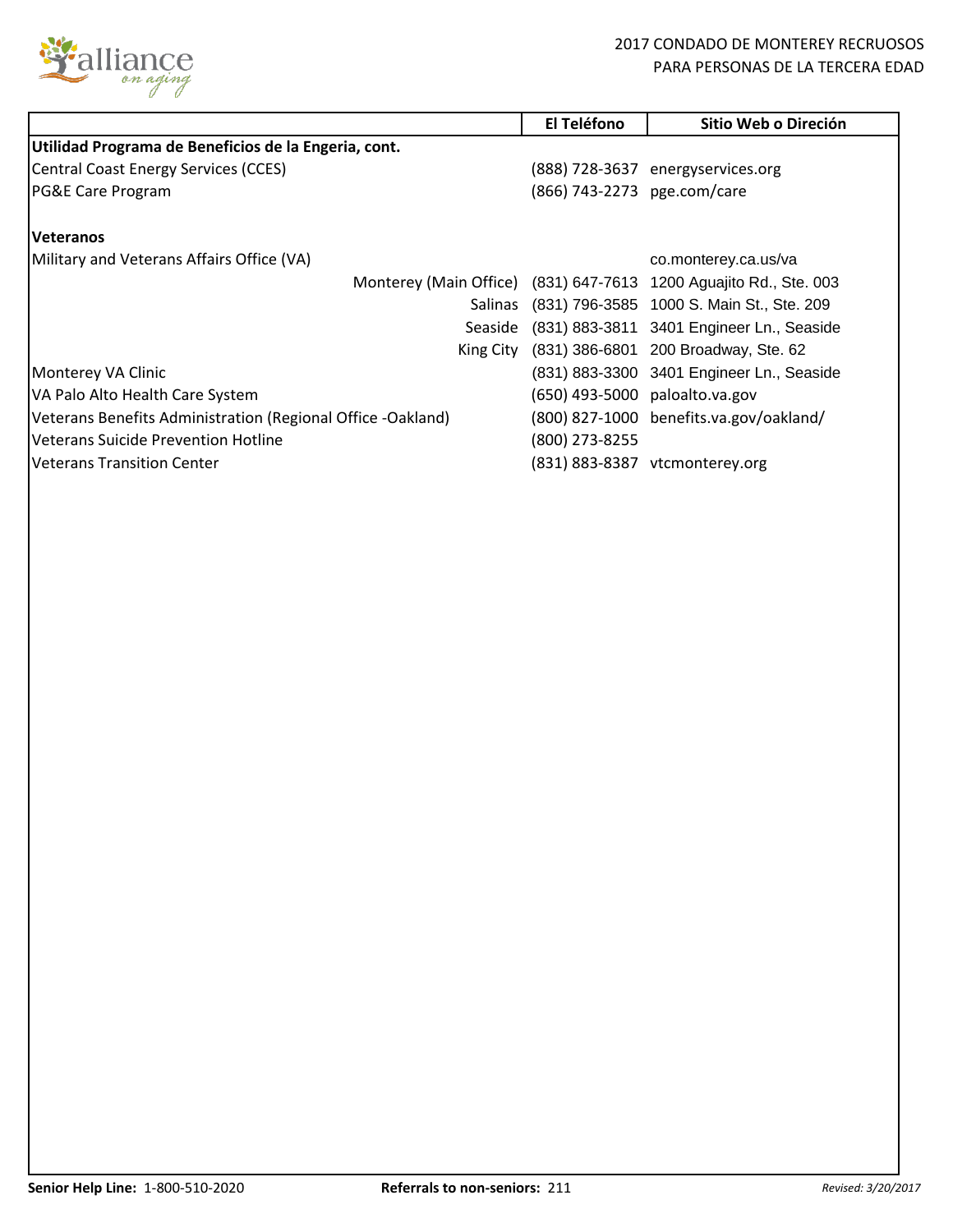| | El Teléfono | Sitio Web o Direción |
| --- | --- | --- |
| **Utilidad Programa de Beneficios de la Engeria, cont.** | | |
| Central Coast Energy Services (CCES) | (888) 728-3637 | energyservices.org |
| PG&E Care Program | (866) 743-2273 | pge.com/care |
| | | |
| **Veteranos** | | |
| Military and Veterans Affairs Office (VA) | | co.monterey.ca.us/va |
| Monterey (Main Office) | (831) 647-7613 | 1200 Aguajito Rd., Ste. 003 |
| Salinas | (831) 796-3585 | 1000 S. Main St., Ste. 209 |
| Seaside | (831) 883-3811 | 3401 Engineer Ln., Seaside |
| King City | (831) 386-6801 | 200 Broadway, Ste. 62 |
| Monterey VA Clinic | (831) 883-3300 | 3401 Engineer Ln., Seaside |
| VA Palo Alto Health Care System | (650) 493-5000 | paloalto.va.gov |
| Veterans Benefits Administration (Regional Office -Oakland) | (800) 827-1000 | benefits.va.gov/oakland/ |
| Veterans Suicide Prevention Hotline | (800) 273-8255 | |
| Veterans Transition Center | (831) 883-8387 | vtcmonterey.org |